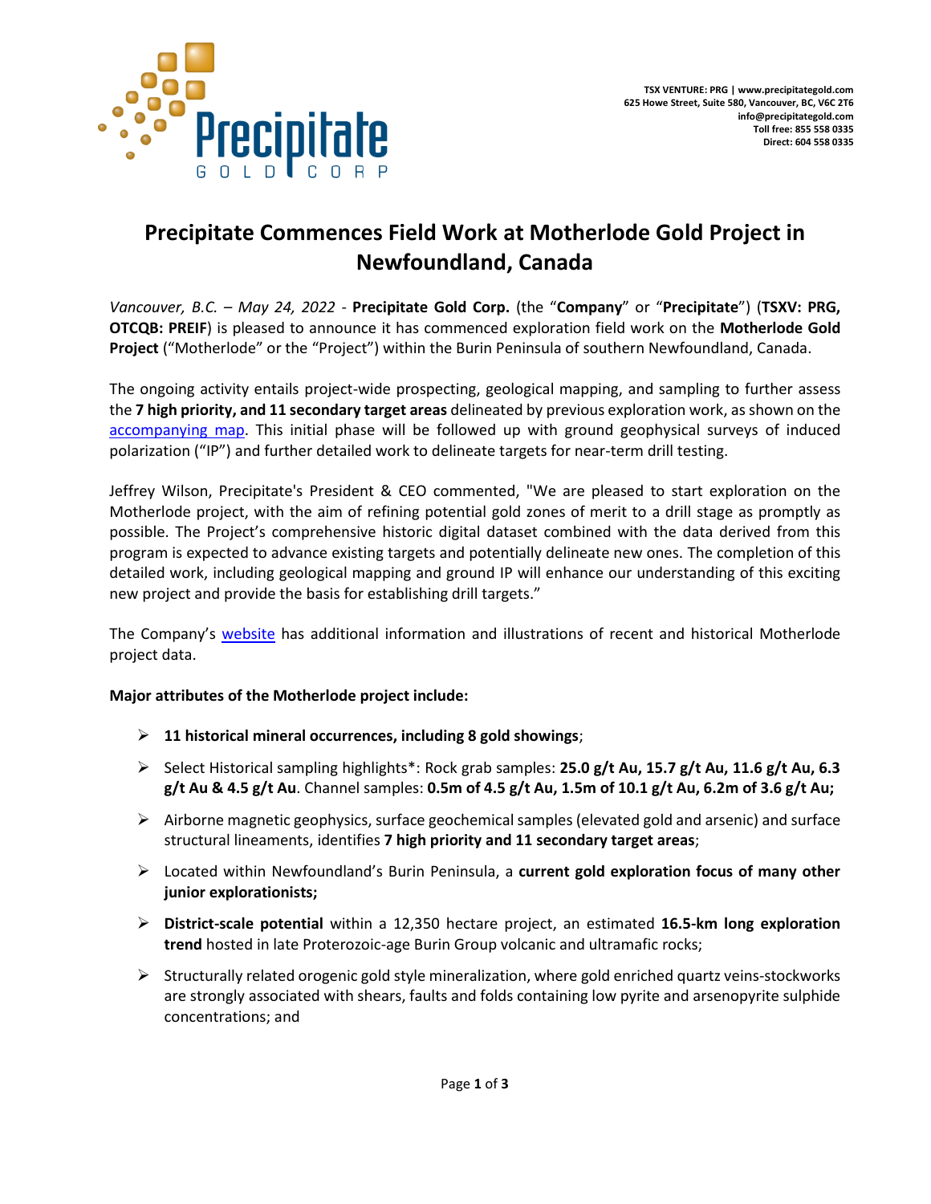TSX VENTURE: PRG | www.precipitategold.com
625 Howe Street, Suite 580, Vancouver, BC, V6C 2T6
info@precipitategold.com
Toll free: 855 558 0335
Direct: 604 558 0335

# Precipitate Commences Field Work at Motherlode Gold Project in Newfoundland, Canada

*Vancouver, B.C. – May 24, 2022* - **Precipitate Gold Corp.** (the "**Company**" or "**Precipitate**") (**TSXV: PRG, OTCQB: PREIF**) is pleased to announce it has commenced exploration field work on the **Motherlode Gold Project** ("Motherlode" or the "Project") within the Burin Peninsula of southern Newfoundland, Canada.

The ongoing activity entails project-wide prospecting, geological mapping, and sampling to further assess the **7 high priority, and 11 secondary target areas** delineated by previous exploration work, as shown on the accompanying map. This initial phase will be followed up with ground geophysical surveys of induced polarization ("IP") and further detailed work to delineate targets for near-term drill testing.

Jeffrey Wilson, Precipitate's President & CEO commented, "We are pleased to start exploration on the Motherlode project, with the aim of refining potential gold zones of merit to a drill stage as promptly as possible. The Project's comprehensive historic digital dataset combined with the data derived from this program is expected to advance existing targets and potentially delineate new ones. The completion of this detailed work, including geological mapping and ground IP will enhance our understanding of this exciting new project and provide the basis for establishing drill targets."

The Company's website has additional information and illustrations of recent and historical Motherlode project data.

**Major attributes of the Motherlode project include:**

- **11 historical mineral occurrences, including 8 gold showings**;
- Select Historical sampling highlights*: Rock grab samples: **25.0 g/t Au, 15.7 g/t Au, 11.6 g/t Au, 6.3 g/t Au & 4.5 g/t Au**. Channel samples: **0.5m of 4.5 g/t Au, 1.5m of 10.1 g/t Au, 6.2m of 3.6 g/t Au;**
- Airborne magnetic geophysics, surface geochemical samples (elevated gold and arsenic) and surface structural lineaments, identifies **7 high priority and 11 secondary target areas**;
- Located within Newfoundland's Burin Peninsula, a **current gold exploration focus of many other junior explorationists;**
- **District-scale potential** within a 12,350 hectare project, an estimated **16.5-km long exploration trend** hosted in late Proterozoic-age Burin Group volcanic and ultramafic rocks;
- Structurally related orogenic gold style mineralization, where gold enriched quartz veins-stockworks are strongly associated with shears, faults and folds containing low pyrite and arsenopyrite sulphide concentrations; and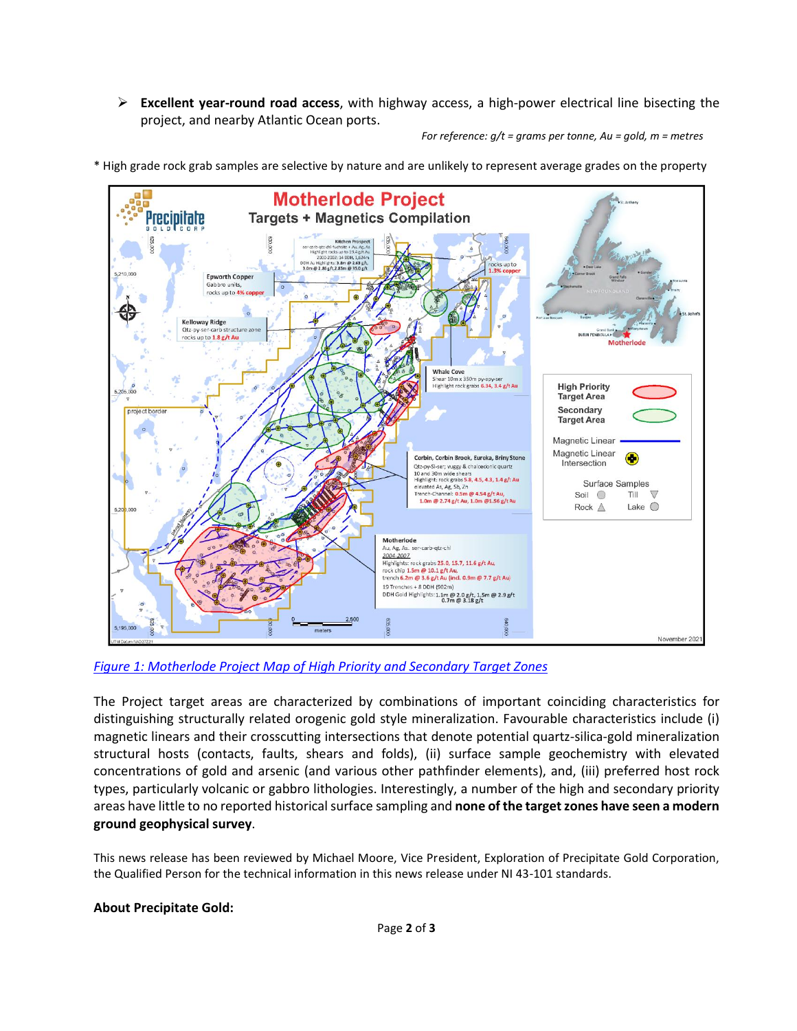- **Excellent year-round road access**, with highway access, a high-power electrical line bisecting the project, and nearby Atlantic Ocean ports.

*For reference: g/t = grams per tonne, Au = gold, m = metres*

\* High grade rock grab samples are selective by nature and are unlikely to represent average grades on the property

*Figure 1: Motherlode Project Map of High Priority and Secondary Target Zones*

The Project target areas are characterized by combinations of important coinciding characteristics for distinguishing structurally related orogenic gold style mineralization. Favourable characteristics include (i) magnetic linears and their crosscutting intersections that denote potential quartz-silica-gold mineralization structural hosts (contacts, faults, shears and folds), (ii) surface sample geochemistry with elevated concentrations of gold and arsenic (and various other pathfinder elements), and, (iii) preferred host rock types, particularly volcanic or gabbro lithologies. Interestingly, a number of the high and secondary priority areas have little to no reported historical surface sampling and **none of the target zones have seen a modern ground geophysical survey**.

This news release has been reviewed by Michael Moore, Vice President, Exploration of Precipitate Gold Corporation, the Qualified Person for the technical information in this news release under NI 43-101 standards.

**About Precipitate Gold:**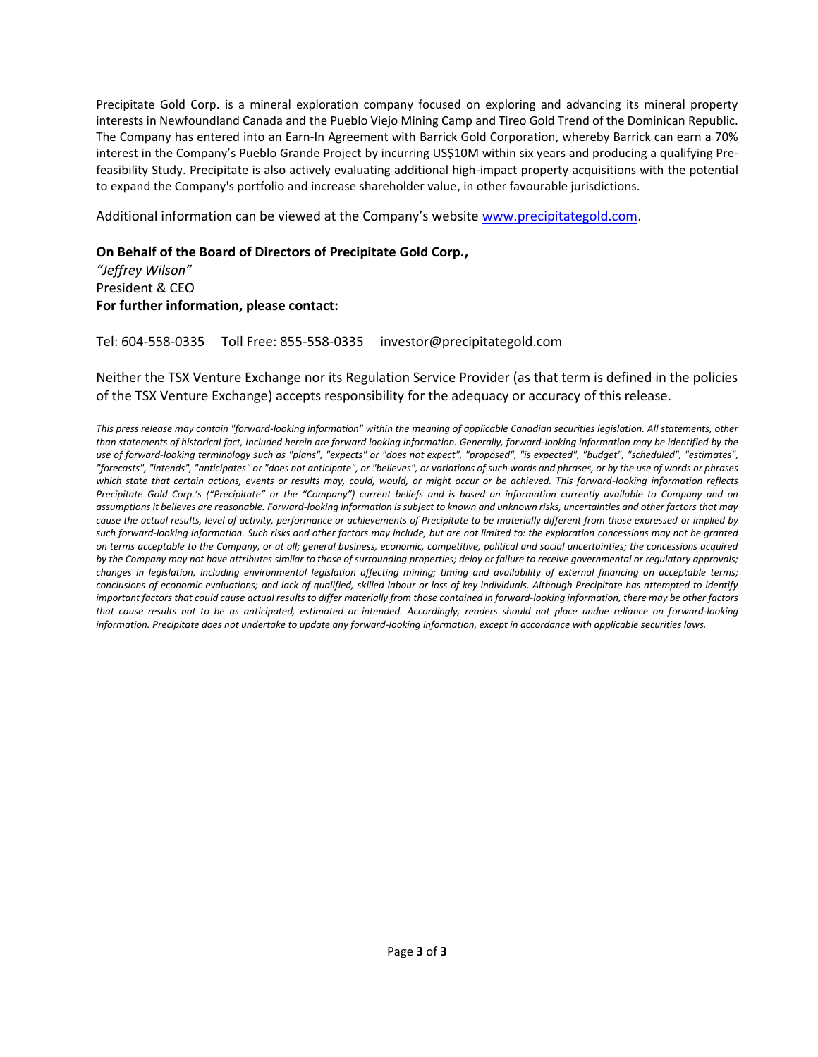Precipitate Gold Corp. is a mineral exploration company focused on exploring and advancing its mineral property interests in Newfoundland Canada and the Pueblo Viejo Mining Camp and Tireo Gold Trend of the Dominican Republic. The Company has entered into an Earn-In Agreement with Barrick Gold Corporation, whereby Barrick can earn a 70% interest in the Company's Pueblo Grande Project by incurring US$10M within six years and producing a qualifying Pre-feasibility Study. Precipitate is also actively evaluating additional high-impact property acquisitions with the potential to expand the Company's portfolio and increase shareholder value, in other favourable jurisdictions.

Additional information can be viewed at the Company's website [www.precipitategold.com](http://www.precipitategold.com).

**On Behalf of the Board of Directors of Precipitate Gold Corp.,**
*"Jeffrey Wilson"*
President & CEO
**For further information, please contact:**

Tel: 604-558-0335 Toll Free: 855-558-0335 investor@precipitategold.com

Neither the TSX Venture Exchange nor its Regulation Service Provider (as that term is defined in the policies of the TSX Venture Exchange) accepts responsibility for the adequacy or accuracy of this release.

*This press release may contain "forward-looking information" within the meaning of applicable Canadian securities legislation. All statements, other than statements of historical fact, included herein are forward looking information. Generally, forward-looking information may be identified by the use of forward-looking terminology such as "plans", "expects" or "does not expect", "proposed", "is expected", "budget", "scheduled", "estimates", "forecasts", "intends", "anticipates" or "does not anticipate", or "believes", or variations of such words and phrases, or by the use of words or phrases which state that certain actions, events or results may, could, would, or might occur or be achieved. This forward-looking information reflects Precipitate Gold Corp.'s ("Precipitate" or the "Company") current beliefs and is based on information currently available to Company and on assumptions it believes are reasonable. Forward-looking information is subject to known and unknown risks, uncertainties and other factors that may cause the actual results, level of activity, performance or achievements of Precipitate to be materially different from those expressed or implied by such forward-looking information. Such risks and other factors may include, but are not limited to: the exploration concessions may not be granted on terms acceptable to the Company, or at all; general business, economic, competitive, political and social uncertainties; the concessions acquired by the Company may not have attributes similar to those of surrounding properties; delay or failure to receive governmental or regulatory approvals; changes in legislation, including environmental legislation affecting mining; timing and availability of external financing on acceptable terms; conclusions of economic evaluations; and lack of qualified, skilled labour or loss of key individuals. Although Precipitate has attempted to identify important factors that could cause actual results to differ materially from those contained in forward-looking information, there may be other factors that cause results not to be as anticipated, estimated or intended. Accordingly, readers should not place undue reliance on forward-looking information. Precipitate does not undertake to update any forward-looking information, except in accordance with applicable securities laws.*